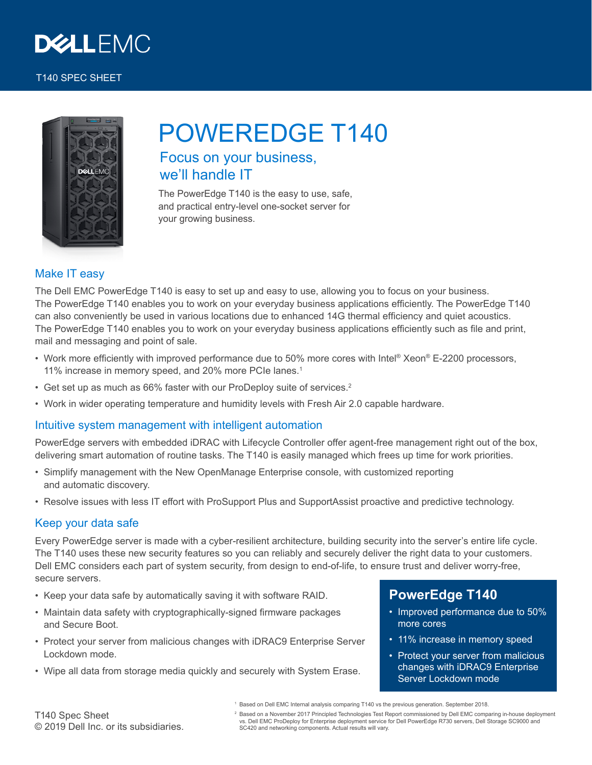DELL EMC

T140 SPEC SHEET

# POWEREDGE T140

## Focus on your business, we'll handle IT

The PowerEdge T140 is the easy to use, safe, and practical entry-level one-socket server for your growing business.

## Make IT easy

The Dell EMC PowerEdge T140 is easy to set up and easy to use, allowing you to focus on your business. The PowerEdge T140 enables you to work on your everyday business applications efficiently. The PowerEdge T140 can also conveniently be used in various locations due to enhanced 14G thermal efficiency and quiet acoustics. The PowerEdge T140 enables you to work on your everyday business applications efficiently such as file and print, mail and messaging and point of sale.

- Work more efficiently with improved performance due to 50% more cores with Intel® Xeon® E-2200 processors, 11% increase in memory speed, and 20% more PCIe lanes.[1]
- Get set up as much as 66% faster with our ProDeploy suite of services.[2]
- Work in wider operating temperature and humidity levels with Fresh Air 2.0 capable hardware.

## Intuitive system management with intelligent automation

PowerEdge servers with embedded iDRAC with Lifecycle Controller offer agent-free management right out of the box, delivering smart automation of routine tasks. The T140 is easily managed which frees up time for work priorities.

- Simplify management with the New OpenManage Enterprise console, with customized reporting and automatic discovery.
- Resolve issues with less IT effort with ProSupport Plus and SupportAssist proactive and predictive technology.

## Keep your data safe

Every PowerEdge server is made with a cyber-resilient architecture, building security into the server's entire life cycle. The T140 uses these new security features so you can reliably and securely deliver the right data to your customers. Dell EMC considers each part of system security, from design to end-of-life, to ensure trust and deliver worry-free, secure servers.

- Keep your data safe by automatically saving it with software RAID.
- Maintain data safety with cryptographically-signed firmware packages and Secure Boot.
- Protect your server from malicious changes with iDRAC9 Enterprise Server Lockdown mode.
- Wipe all data from storage media quickly and securely with System Erase.

### PowerEdge T140

- Improved performance due to 50% more cores
- 11% increase in memory speed
- Protect your server from malicious changes with iDRAC9 Enterprise Server Lockdown mode

[1] Based on Dell EMC Internal analysis comparing T140 vs the previous generation. September 2018.

[2] Based on a November 2017 Principled Technologies Test Report commissioned by Dell EMC comparing in-house deployment vs. Dell EMC ProDeploy for Enterprise deployment service for Dell PowerEdge R730 servers, Dell Storage SC9000 and SC420 and networking components. Actual results will vary.

T140 Spec Sheet
© 2019 Dell Inc. or its subsidiaries.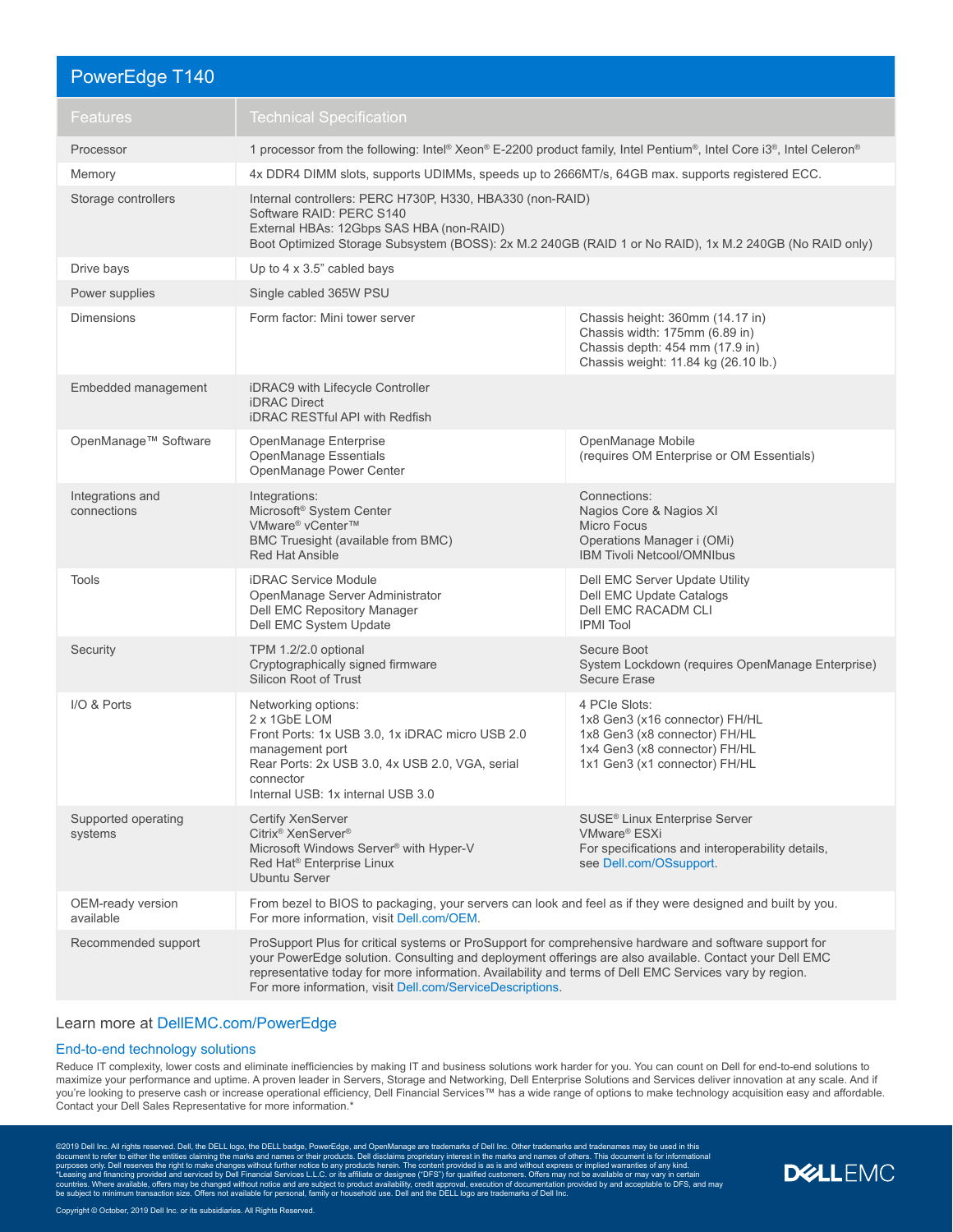## PowerEdge T140

| Features | Technical Specification | |
|---|---|---|
| Processor | 1 processor from the following: Intel® Xeon® E-2200 product family, Intel Pentium®, Intel Core i3®, Intel Celeron® | |
| Memory | 4x DDR4 DIMM slots, supports UDIMMs, speeds up to 2666MT/s, 64GB max. supports registered ECC. | |
| Storage controllers | Internal controllers: PERC H730P, H330, HBA330 (non-RAID)<br>Software RAID: PERC S140<br>External HBAs: 12Gbps SAS HBA (non-RAID)<br>Boot Optimized Storage Subsystem (BOSS): 2x M.2 240GB (RAID 1 or No RAID), 1x M.2 240GB (No RAID only) | |
| Drive bays | Up to 4 x 3.5" cabled bays | |
| Power supplies | Single cabled 365W PSU | |
| Dimensions | Form factor: Mini tower server | Chassis height: 360mm (14.17 in)<br>Chassis width: 175mm (6.89 in)<br>Chassis depth: 454 mm (17.9 in)<br>Chassis weight: 11.84 kg (26.10 lb.) |
| Embedded management | iDRAC9 with Lifecycle Controller<br>iDRAC Direct<br>iDRAC RESTful API with Redfish | |
| OpenManage™ Software | OpenManage Enterprise<br>OpenManage Essentials<br>OpenManage Power Center | OpenManage Mobile<br>(requires OM Enterprise or OM Essentials) |
| Integrations and connections | Integrations:<br>Microsoft® System Center<br>VMware® vCenter™<br>BMC Truesight (available from BMC)<br>Red Hat Ansible | Connections:<br>Nagios Core & Nagios XI<br>Micro Focus<br>Operations Manager i (OMi)<br>IBM Tivoli Netcool/OMNIbus |
| Tools | iDRAC Service Module<br>OpenManage Server Administrator<br>Dell EMC Repository Manager<br>Dell EMC System Update | Dell EMC Server Update Utility<br>Dell EMC Update Catalogs<br>Dell EMC RACADM CLI<br>IPMI Tool |
| Security | TPM 1.2/2.0 optional<br>Cryptographically signed firmware<br>Silicon Root of Trust | Secure Boot<br>System Lockdown (requires OpenManage Enterprise)<br>Secure Erase |
| I/O & Ports | Networking options:<br>2 x 1GbE LOM<br>Front Ports: 1x USB 3.0, 1x iDRAC micro USB 2.0 management port<br>Rear Ports: 2x USB 3.0, 4x USB 2.0, VGA, serial connector<br>Internal USB: 1x internal USB 3.0 | 4 PCIe Slots:<br>1x8 Gen3 (x16 connector) FH/HL<br>1x8 Gen3 (x8 connector) FH/HL<br>1x4 Gen3 (x8 connector) FH/HL<br>1x1 Gen3 (x1 connector) FH/HL |
| Supported operating systems | Certify XenServer<br>Citrix® XenServer®<br>Microsoft Windows Server® with Hyper-V<br>Red Hat® Enterprise Linux<br>Ubuntu Server | SUSE® Linux Enterprise Server<br>VMware® ESXi<br>For specifications and interoperability details, see Dell.com/OSsupport. |
| OEM-ready version available | From bezel to BIOS to packaging, your servers can look and feel as if they were designed and built by you. For more information, visit Dell.com/OEM. | |
| Recommended support | ProSupport Plus for critical systems or ProSupport for comprehensive hardware and software support for your PowerEdge solution. Consulting and deployment offerings are also available. Contact your Dell EMC representative today for more information. Availability and terms of Dell EMC Services vary by region. For more information, visit Dell.com/ServiceDescriptions. | |

Learn more at DellEMC.com/PowerEdge

### End-to-end technology solutions

Reduce IT complexity, lower costs and eliminate inefficiencies by making IT and business solutions work harder for you. You can count on Dell for end-to-end solutions to maximize your performance and uptime. A proven leader in Servers, Storage and Networking, Dell Enterprise Solutions and Services deliver innovation at any scale. And if you're looking to preserve cash or increase operational efficiency, Dell Financial Services™ has a wide range of options to make technology acquisition easy and affordable. Contact your Dell Sales Representative for more information.*

©2019 Dell Inc. All rights reserved. Dell, the DELL logo, the DELL badge, PowerEdge, and OpenManage are trademarks of Dell Inc. Other trademarks and tradenames may be used in this document to refer to either the entities claiming the marks and names or their products. Dell disclaims proprietary interest in the marks and names of others. This document is for informational purposes only. Dell reserves the right to make changes without further notice to any products herein. The content provided is as is and without express or implied warranties of any kind.
*Leasing and financing provided and serviced by Dell Financial Services L.L.C. or its affiliate or designee ("DFS") for qualified customers. Offers may not be available or may vary in certain countries. Where available, offers may be changed without notice and are subject to product availability, credit approval, execution of documentation provided by and acceptable to DFS, and may be subject to minimum transaction size. Offers not available for personal, family or household use. Dell and the DELL logo are trademarks of Dell Inc.

DELL EMC

Copyright © October, 2019 Dell Inc. or its subsidiaries. All Rights Reserved.